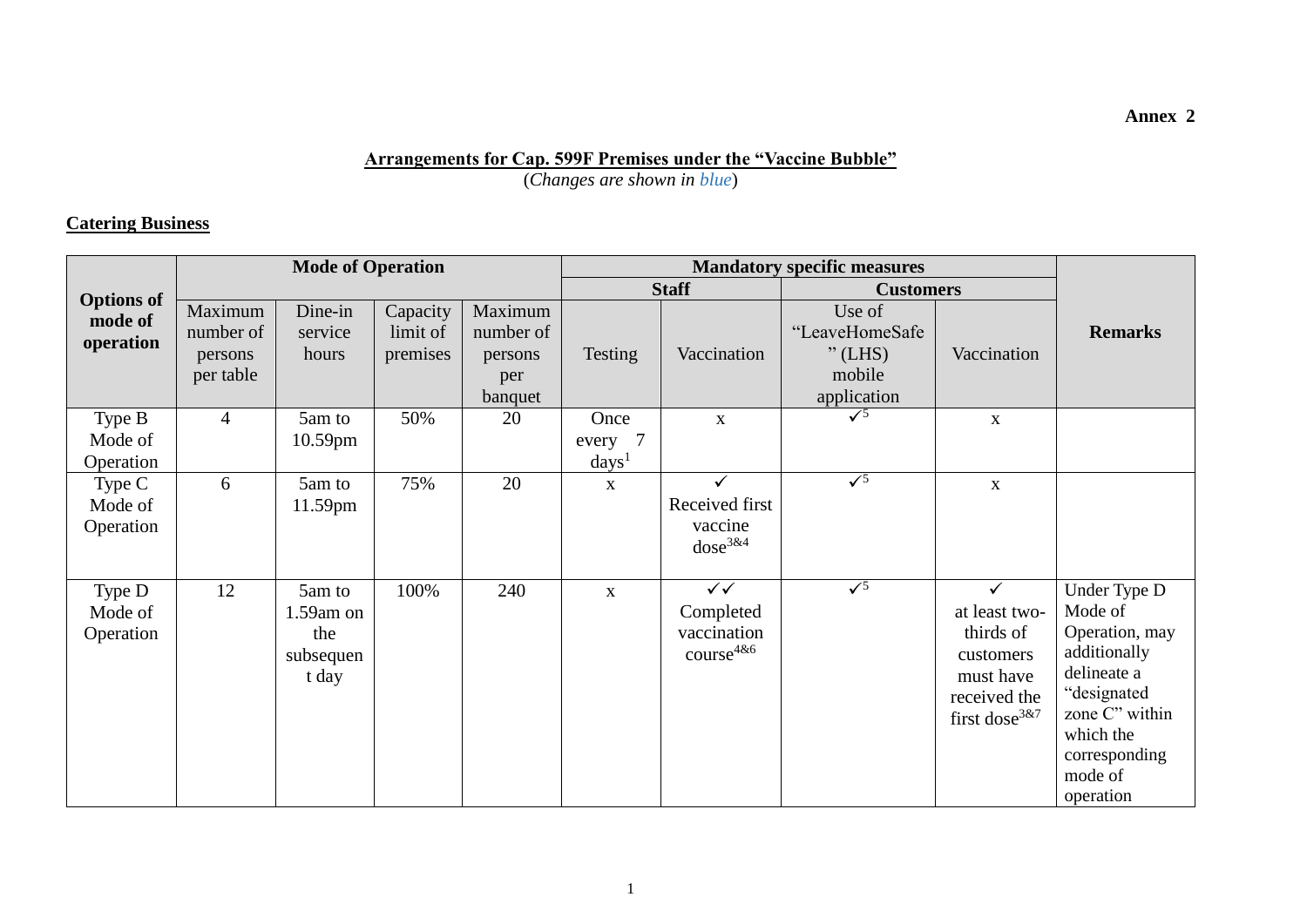**Annex 2**

**Arrangements for Cap. 599F Premises under the "Vaccine Bubble"**

(*Changes are shown in blue*)

**Catering Business**

| Options of mode of operation | Mode of Operation | | | | Mandatory specific measures | | | | Remarks |
|---|---|---|---|---|---|---|---|---|---|
| | | | | | Staff | | Customers | | |
| | Maximum number of persons per table | Dine-in service hours | Capacity limit of premises | Maximum number of persons per banquet | Testing | Vaccination | Use of "LeaveHomeSafe" (LHS) mobile application | Vaccination | |
| Type B Mode of Operation | 4 | 5am to 10.59pm | 50% | 20 | Once every 7 days[1] | x | ✓[5] | x | |
| Type C Mode of Operation | 6 | 5am to 11.59pm | 75% | 20 | x | ✓ Received first vaccine dose[3&4] | ✓[5] | x | |
| Type D Mode of Operation | 12 | 5am to 1.59am on the subsequent day | 100% | 240 | x | ✓✓ Completed vaccination course[4&6] | ✓[5] | ✓ at least two-thirds of customers must have received the first dose[3&7] | Under Type D Mode of Operation, may additionally delineate a "designated zone C" within which the corresponding mode of operation |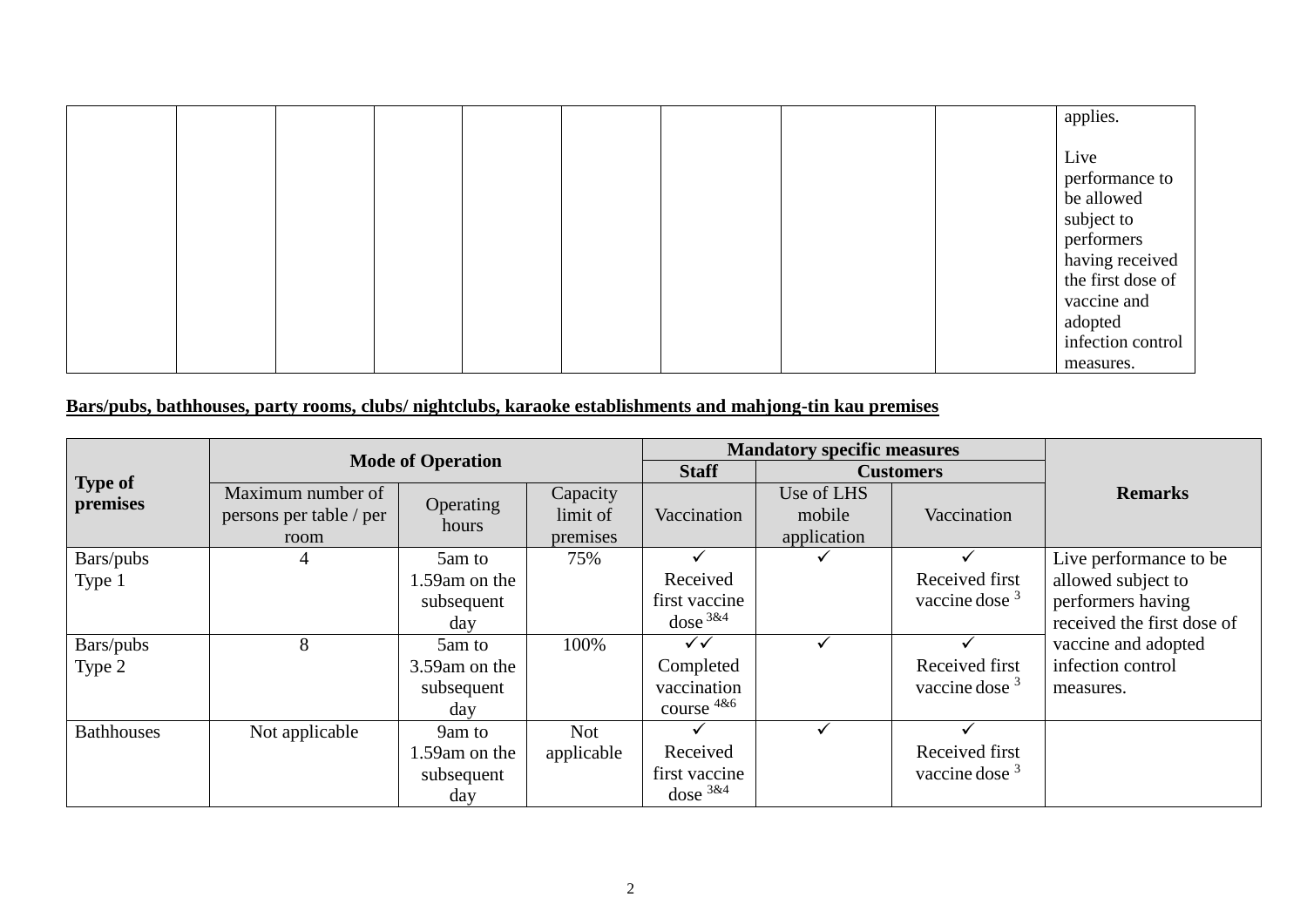| | | | | | | | | | applies.<br><br>Live performance to be allowed subject to performers having received the first dose of vaccine and adopted infection control measures. |
|---|---|---|---|---|---|---|---|---|---|

**Bars/pubs, bathhouses, party rooms, clubs/ nightclubs, karaoke establishments and mahjong-tin kau premises**

| Type of premises | Mode of Operation | | | Mandatory specific measures | | | Remarks |
|---|---|---|---|---|---|---|---|
| | | | | Staff | Customers | | |
| | Maximum number of persons per table / per room | Operating hours | Capacity limit of premises | Vaccination | Use of LHS mobile application | Vaccination | |
| Bars/pubs Type 1 | 4 | 5am to 1.59am on the subsequent day | 75% | ✓ Received first vaccine dose [3&4] | ✓ | ✓ Received first vaccine dose [3] | Live performance to be allowed subject to performers having received the first dose of vaccine and adopted infection control measures. |
| Bars/pubs Type 2 | 8 | 5am to 3.59am on the subsequent day | 100% | ✓✓ Completed vaccination course [4&6] | ✓ | ✓ Received first vaccine dose [3] | |
| Bathhouses | Not applicable | 9am to 1.59am on the subsequent day | Not applicable | ✓ Received first vaccine dose [3&4] | ✓ | ✓ Received first vaccine dose [3] | |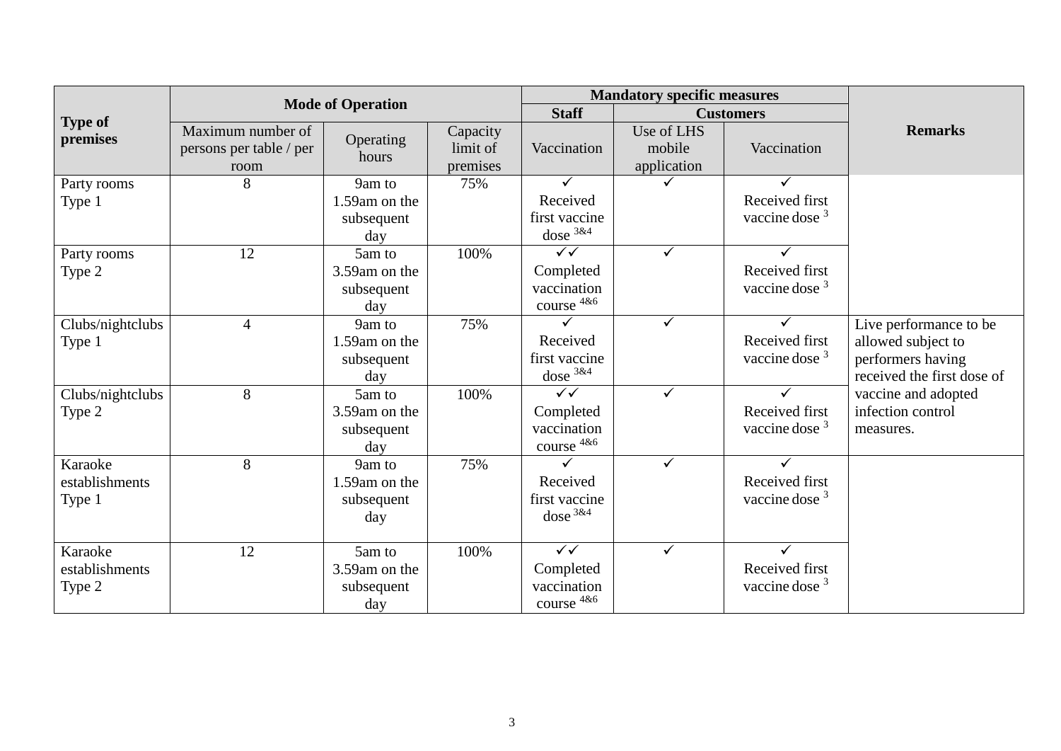| Type of premises | Mode of Operation | | | Mandatory specific measures | | | Remarks |
|---|---|---|---|---|---|---|---|
| | | | | Staff | Customers | | |
| | Maximum number of persons per table / per room | Operating hours | Capacity limit of premises | Vaccination | Use of LHS mobile application | Vaccination | |
| Party rooms Type 1 | 8 | 9am to 1.59am on the subsequent day | 75% | ✓ Received first vaccine dose [3&4] | ✓ | ✓ Received first vaccine dose [3] | |
| Party rooms Type 2 | 12 | 5am to 3.59am on the subsequent day | 100% | ✓✓ Completed vaccination course [4&6] | ✓ | ✓ Received first vaccine dose [3] | |
| Clubs/nightclubs Type 1 | 4 | 9am to 1.59am on the subsequent day | 75% | ✓ Received first vaccine dose [3&4] | ✓ | ✓ Received first vaccine dose [3] | Live performance to be allowed subject to performers having received the first dose of vaccine and adopted infection control measures. |
| Clubs/nightclubs Type 2 | 8 | 5am to 3.59am on the subsequent day | 100% | ✓✓ Completed vaccination course [4&6] | ✓ | ✓ Received first vaccine dose [3] | |
| Karaoke establishments Type 1 | 8 | 9am to 1.59am on the subsequent day | 75% | ✓ Received first vaccine dose [3&4] | ✓ | ✓ Received first vaccine dose [3] | |
| Karaoke establishments Type 2 | 12 | 5am to 3.59am on the subsequent day | 100% | ✓✓ Completed vaccination course [4&6] | ✓ | ✓ Received first vaccine dose [3] | |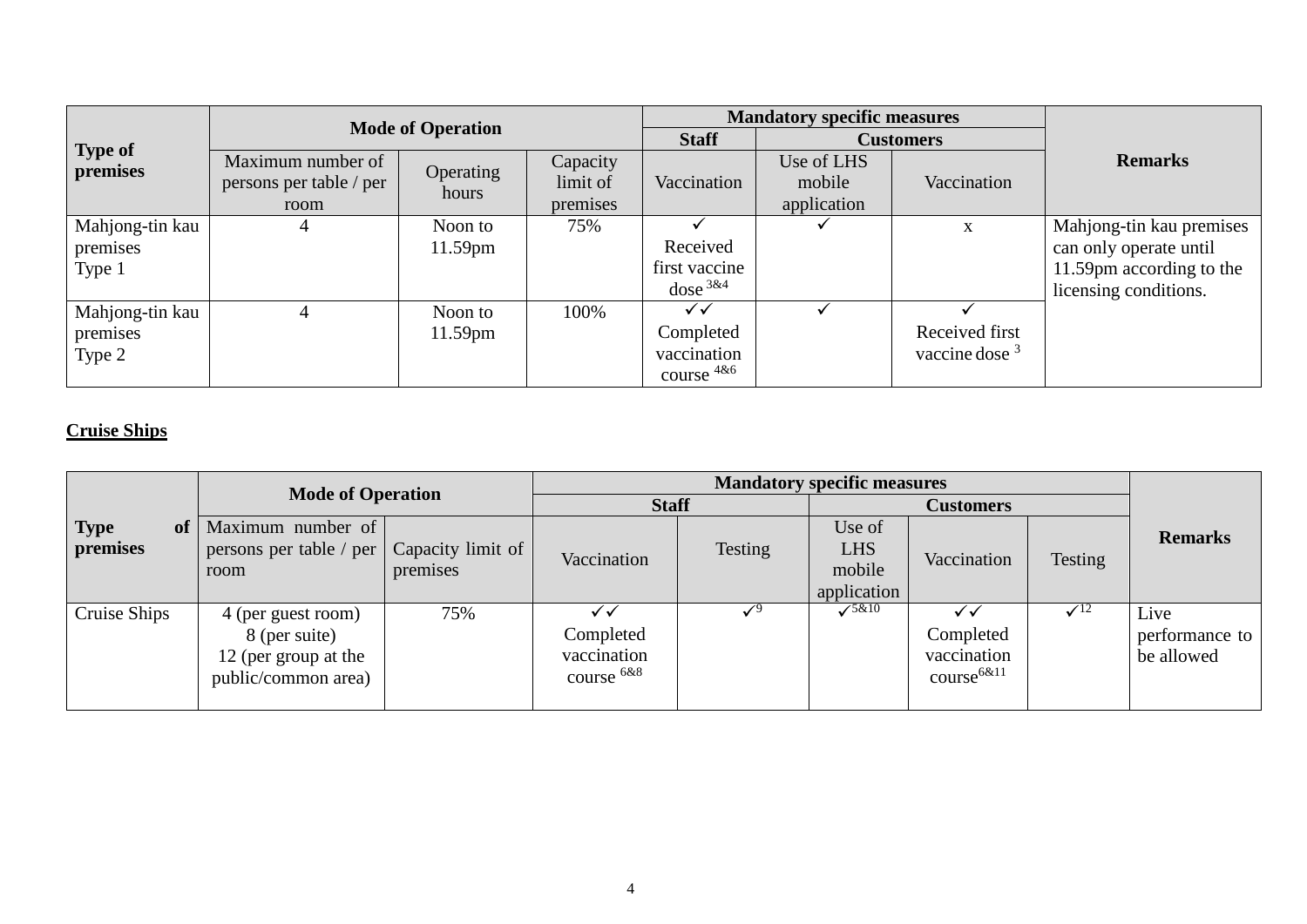| Type of premises | Mode of Operation | | | Mandatory specific measures | | | Remarks |
|---|---|---|---|---|---|---|---|
| | | | | Staff | Customers | | |
| | Maximum number of persons per table / per room | Operating hours | Capacity limit of premises | Vaccination | Use of LHS mobile application | Vaccination | |
| Mahjong-tin kau premises Type 1 | 4 | Noon to 11.59pm | 75% | ✓ Received first vaccine dose [3&4] | ✓ | x | Mahjong-tin kau premises can only operate until 11.59pm according to the licensing conditions. |
| Mahjong-tin kau premises Type 2 | 4 | Noon to 11.59pm | 100% | ✓✓ Completed vaccination course [4&6] | ✓ | ✓ Received first vaccine dose [3] | |

**Cruise Ships**

| Type of premises | Mode of Operation | | Mandatory specific measures | | | | | Remarks |
|---|---|---|---|---|---|---|---|---|
| | | | Staff | | Customers | | | |
| | Maximum number of persons per table / room | Capacity limit of premises | Vaccination | Testing | Use of LHS mobile application | Vaccination | Testing | |
| Cruise Ships | 4 (per guest room) 8 (per suite) 12 (per group at the public/common area) | 75% | ✓✓ Completed vaccination course [6&8] | ✓[9] | ✓[5&10] | ✓✓ Completed vaccination course[6&11] | ✓[12] | Live performance to be allowed |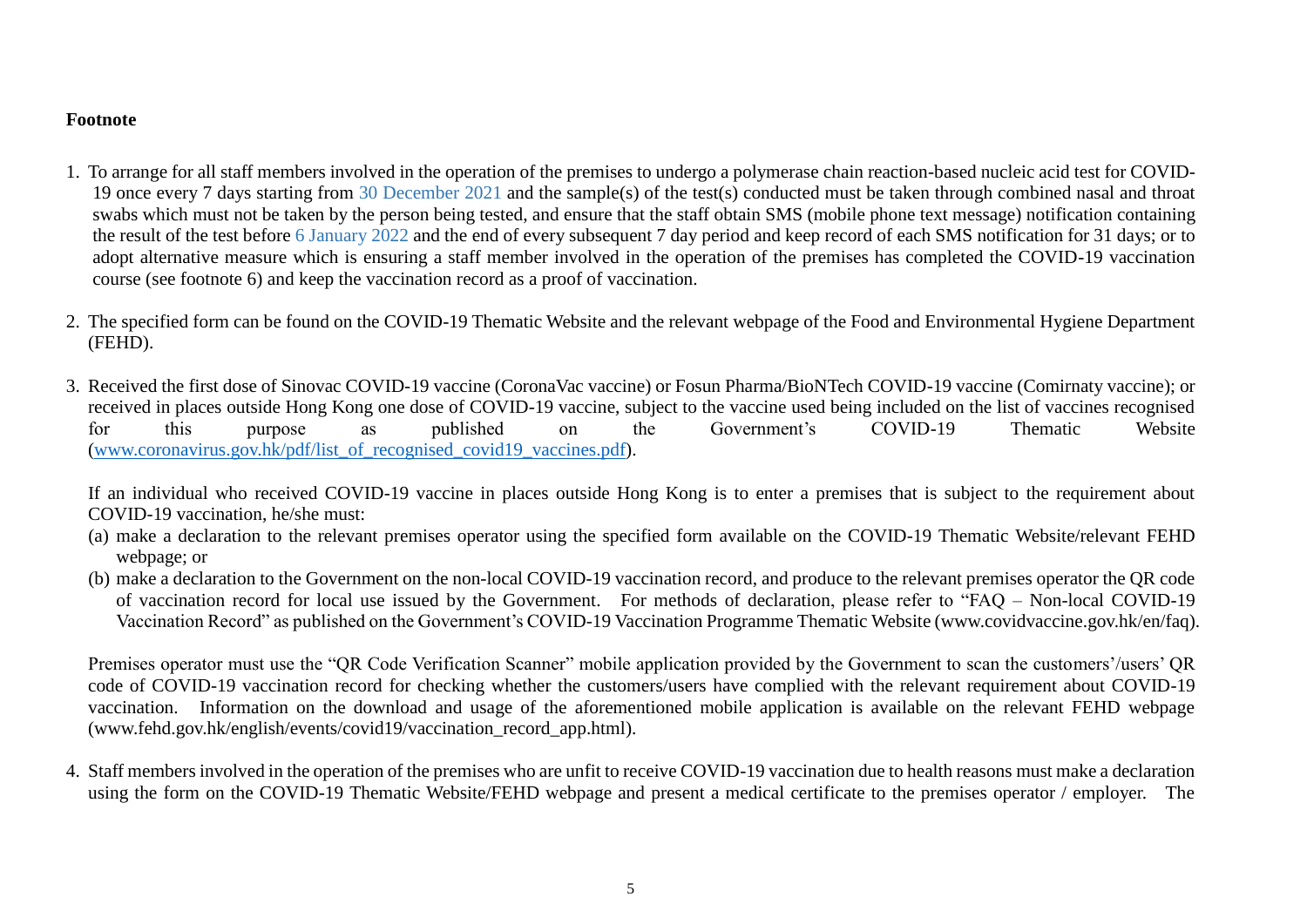**Footnote**

1. To arrange for all staff members involved in the operation of the premises to undergo a polymerase chain reaction-based nucleic acid test for COVID-19 once every 7 days starting from 30 December 2021 and the sample(s) of the test(s) conducted must be taken through combined nasal and throat swabs which must not be taken by the person being tested, and ensure that the staff obtain SMS (mobile phone text message) notification containing the result of the test before 6 January 2022 and the end of every subsequent 7 day period and keep record of each SMS notification for 31 days; or to adopt alternative measure which is ensuring a staff member involved in the operation of the premises has completed the COVID-19 vaccination course (see footnote 6) and keep the vaccination record as a proof of vaccination.

2. The specified form can be found on the COVID-19 Thematic Website and the relevant webpage of the Food and Environmental Hygiene Department (FEHD).

3. Received the first dose of Sinovac COVID-19 vaccine (CoronaVac vaccine) or Fosun Pharma/BioNTech COVID-19 vaccine (Comirnaty vaccine); or received in places outside Hong Kong one dose of COVID-19 vaccine, subject to the vaccine used being included on the list of vaccines recognised for this purpose as published on the Government's COVID-19 Thematic Website (www.coronavirus.gov.hk/pdf/list_of_recognised_covid19_vaccines.pdf).

   If an individual who received COVID-19 vaccine in places outside Hong Kong is to enter a premises that is subject to the requirement about COVID-19 vaccination, he/she must:

   (a) make a declaration to the relevant premises operator using the specified form available on the COVID-19 Thematic Website/relevant FEHD webpage; or

   (b) make a declaration to the Government on the non-local COVID-19 vaccination record, and produce to the relevant premises operator the QR code of vaccination record for local use issued by the Government. For methods of declaration, please refer to "FAQ – Non-local COVID-19 Vaccination Record" as published on the Government's COVID-19 Vaccination Programme Thematic Website (www.covidvaccine.gov.hk/en/faq).

   Premises operator must use the "QR Code Verification Scanner" mobile application provided by the Government to scan the customers'/users' QR code of COVID-19 vaccination record for checking whether the customers/users have complied with the relevant requirement about COVID-19 vaccination. Information on the download and usage of the aforementioned mobile application is available on the relevant FEHD webpage (www.fehd.gov.hk/english/events/covid19/vaccination_record_app.html).

4. Staff members involved in the operation of the premises who are unfit to receive COVID-19 vaccination due to health reasons must make a declaration using the form on the COVID-19 Thematic Website/FEHD webpage and present a medical certificate to the premises operator / employer. The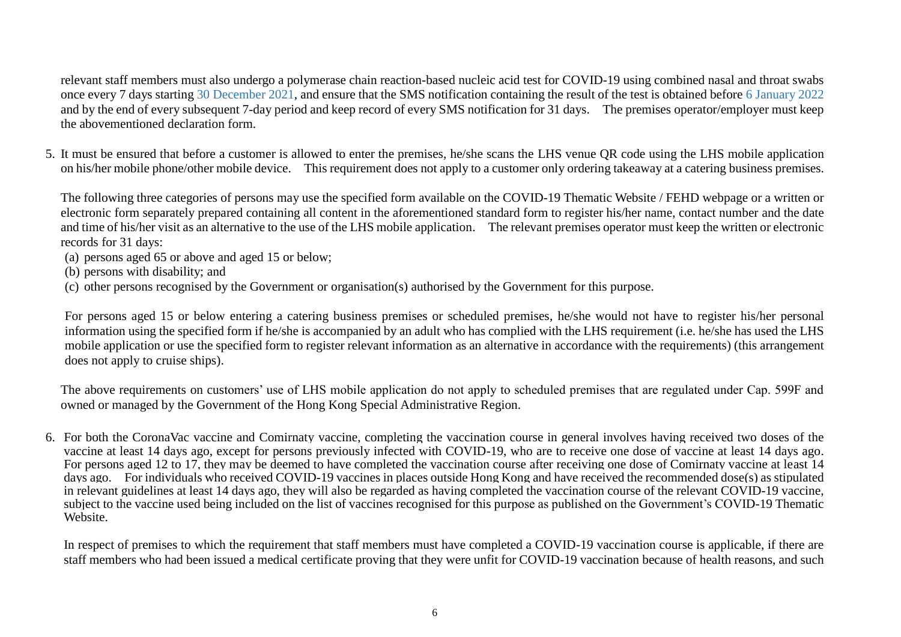relevant staff members must also undergo a polymerase chain reaction-based nucleic acid test for COVID-19 using combined nasal and throat swabs once every 7 days starting 30 December 2021, and ensure that the SMS notification containing the result of the test is obtained before 6 January 2022 and by the end of every subsequent 7-day period and keep record of every SMS notification for 31 days. The premises operator/employer must keep the abovementioned declaration form.

5. It must be ensured that before a customer is allowed to enter the premises, he/she scans the LHS venue QR code using the LHS mobile application on his/her mobile phone/other mobile device. This requirement does not apply to a customer only ordering takeaway at a catering business premises.

   The following three categories of persons may use the specified form available on the COVID-19 Thematic Website / FEHD webpage or a written or electronic form separately prepared containing all content in the aforementioned standard form to register his/her name, contact number and the date and time of his/her visit as an alternative to the use of the LHS mobile application. The relevant premises operator must keep the written or electronic records for 31 days:

   (a) persons aged 65 or above and aged 15 or below;
   (b) persons with disability; and
   (c) other persons recognised by the Government or organisation(s) authorised by the Government for this purpose.

   For persons aged 15 or below entering a catering business premises or scheduled premises, he/she would not have to register his/her personal information using the specified form if he/she is accompanied by an adult who has complied with the LHS requirement (i.e. he/she has used the LHS mobile application or use the specified form to register relevant information as an alternative in accordance with the requirements) (this arrangement does not apply to cruise ships).

   The above requirements on customers' use of LHS mobile application do not apply to scheduled premises that are regulated under Cap. 599F and owned or managed by the Government of the Hong Kong Special Administrative Region.

6. For both the CoronaVac vaccine and Comirnaty vaccine, completing the vaccination course in general involves having received two doses of the vaccine at least 14 days ago, except for persons previously infected with COVID-19, who are to receive one dose of vaccine at least 14 days ago. For persons aged 12 to 17, they may be deemed to have completed the vaccination course after receiving one dose of Comirnaty vaccine at least 14 days ago. For individuals who received COVID-19 vaccines in places outside Hong Kong and have received the recommended dose(s) as stipulated in relevant guidelines at least 14 days ago, they will also be regarded as having completed the vaccination course of the relevant COVID-19 vaccine, subject to the vaccine used being included on the list of vaccines recognised for this purpose as published on the Government's COVID-19 Thematic Website.

   In respect of premises to which the requirement that staff members must have completed a COVID-19 vaccination course is applicable, if there are staff members who had been issued a medical certificate proving that they were unfit for COVID-19 vaccination because of health reasons, and such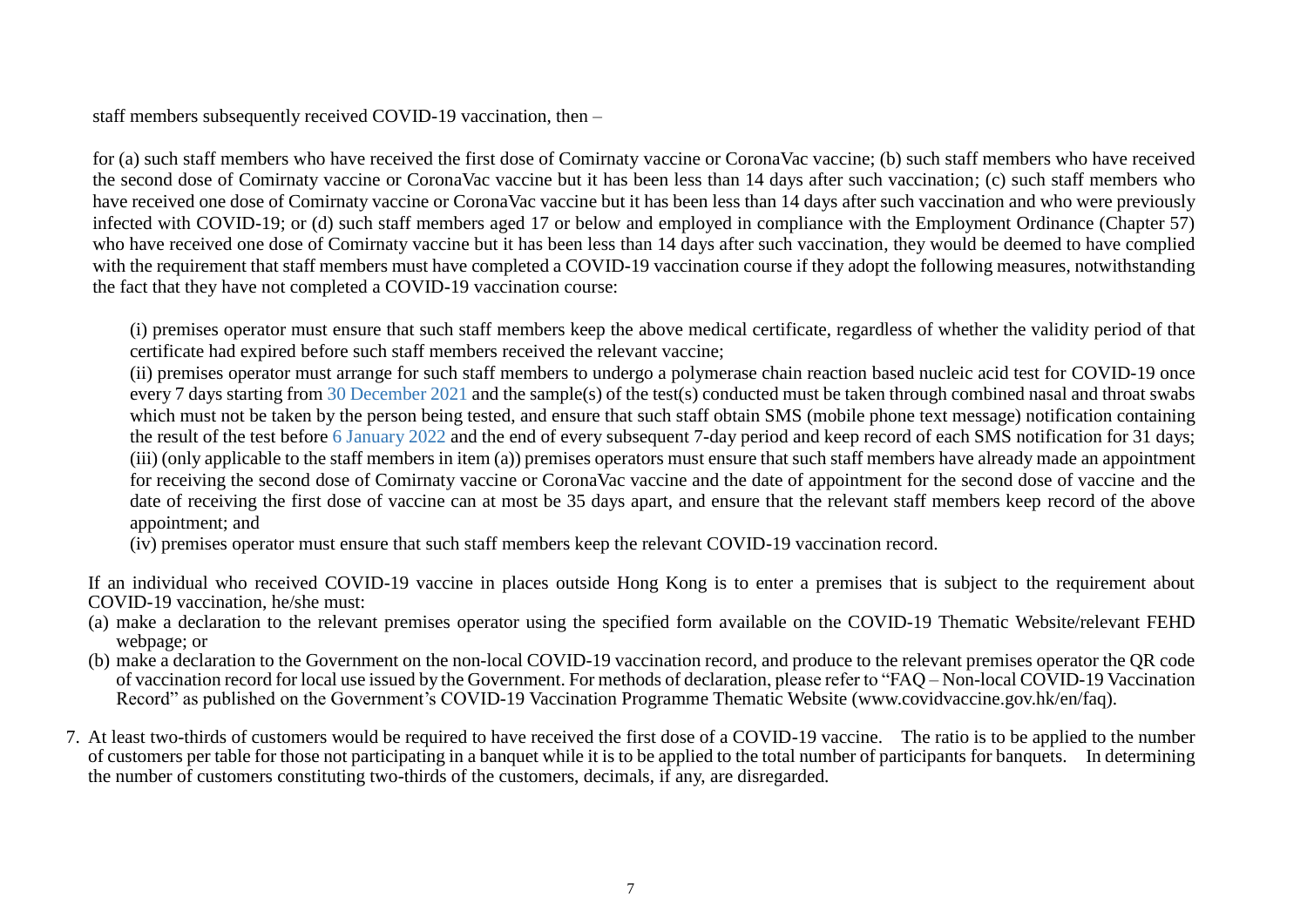staff members subsequently received COVID-19 vaccination, then –

for (a) such staff members who have received the first dose of Comirnaty vaccine or CoronaVac vaccine; (b) such staff members who have received the second dose of Comirnaty vaccine or CoronaVac vaccine but it has been less than 14 days after such vaccination; (c) such staff members who have received one dose of Comirnaty vaccine or CoronaVac vaccine but it has been less than 14 days after such vaccination and who were previously infected with COVID-19; or (d) such staff members aged 17 or below and employed in compliance with the Employment Ordinance (Chapter 57) who have received one dose of Comirnaty vaccine but it has been less than 14 days after such vaccination, they would be deemed to have complied with the requirement that staff members must have completed a COVID-19 vaccination course if they adopt the following measures, notwithstanding the fact that they have not completed a COVID-19 vaccination course:

(i) premises operator must ensure that such staff members keep the above medical certificate, regardless of whether the validity period of that certificate had expired before such staff members received the relevant vaccine;
(ii) premises operator must arrange for such staff members to undergo a polymerase chain reaction based nucleic acid test for COVID-19 once every 7 days starting from 30 December 2021 and the sample(s) of the test(s) conducted must be taken through combined nasal and throat swabs which must not be taken by the person being tested, and ensure that such staff obtain SMS (mobile phone text message) notification containing the result of the test before 6 January 2022 and the end of every subsequent 7-day period and keep record of each SMS notification for 31 days;
(iii) (only applicable to the staff members in item (a)) premises operators must ensure that such staff members have already made an appointment for receiving the second dose of Comirnaty vaccine or CoronaVac vaccine and the date of appointment for the second dose of vaccine and the date of receiving the first dose of vaccine can at most be 35 days apart, and ensure that the relevant staff members keep record of the above appointment; and
(iv) premises operator must ensure that such staff members keep the relevant COVID-19 vaccination record.

If an individual who received COVID-19 vaccine in places outside Hong Kong is to enter a premises that is subject to the requirement about COVID-19 vaccination, he/she must:

(a) make a declaration to the relevant premises operator using the specified form available on the COVID-19 Thematic Website/relevant FEHD webpage; or
(b) make a declaration to the Government on the non-local COVID-19 vaccination record, and produce to the relevant premises operator the QR code of vaccination record for local use issued by the Government. For methods of declaration, please refer to "FAQ – Non-local COVID-19 Vaccination Record" as published on the Government's COVID-19 Vaccination Programme Thematic Website (www.covidvaccine.gov.hk/en/faq).

7. At least two-thirds of customers would be required to have received the first dose of a COVID-19 vaccine. The ratio is to be applied to the number of customers per table for those not participating in a banquet while it is to be applied to the total number of participants for banquets. In determining the number of customers constituting two-thirds of the customers, decimals, if any, are disregarded.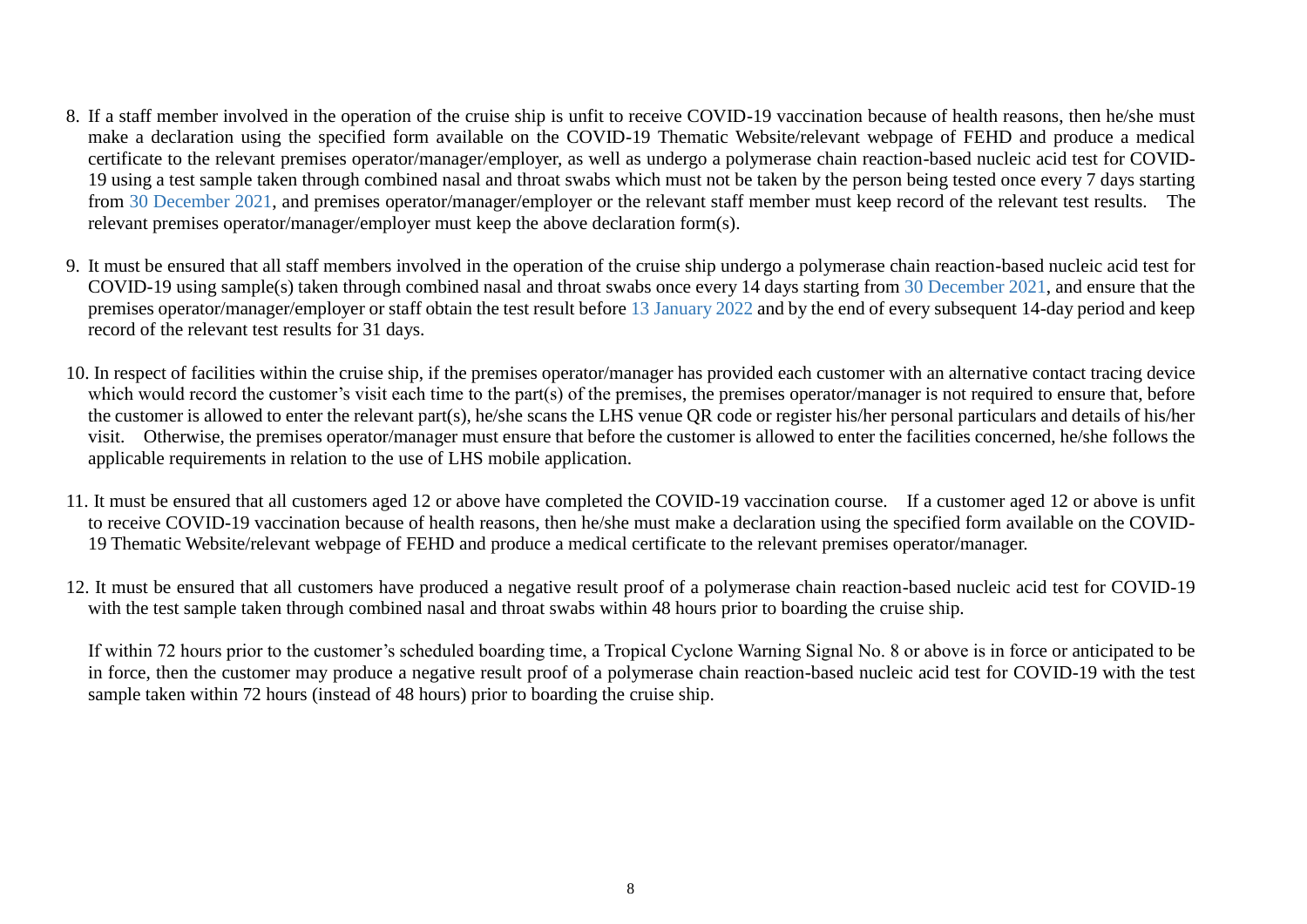8. If a staff member involved in the operation of the cruise ship is unfit to receive COVID-19 vaccination because of health reasons, then he/she must make a declaration using the specified form available on the COVID-19 Thematic Website/relevant webpage of FEHD and produce a medical certificate to the relevant premises operator/manager/employer, as well as undergo a polymerase chain reaction-based nucleic acid test for COVID-19 using a test sample taken through combined nasal and throat swabs which must not be taken by the person being tested once every 7 days starting from 30 December 2021, and premises operator/manager/employer or the relevant staff member must keep record of the relevant test results. The relevant premises operator/manager/employer must keep the above declaration form(s).

9. It must be ensured that all staff members involved in the operation of the cruise ship undergo a polymerase chain reaction-based nucleic acid test for COVID-19 using sample(s) taken through combined nasal and throat swabs once every 14 days starting from 30 December 2021, and ensure that the premises operator/manager/employer or staff obtain the test result before 13 January 2022 and by the end of every subsequent 14-day period and keep record of the relevant test results for 31 days.

10. In respect of facilities within the cruise ship, if the premises operator/manager has provided each customer with an alternative contact tracing device which would record the customer's visit each time to the part(s) of the premises, the premises operator/manager is not required to ensure that, before the customer is allowed to enter the relevant part(s), he/she scans the LHS venue QR code or register his/her personal particulars and details of his/her visit. Otherwise, the premises operator/manager must ensure that before the customer is allowed to enter the facilities concerned, he/she follows the applicable requirements in relation to the use of LHS mobile application.

11. It must be ensured that all customers aged 12 or above have completed the COVID-19 vaccination course. If a customer aged 12 or above is unfit to receive COVID-19 vaccination because of health reasons, then he/she must make a declaration using the specified form available on the COVID-19 Thematic Website/relevant webpage of FEHD and produce a medical certificate to the relevant premises operator/manager.

12. It must be ensured that all customers have produced a negative result proof of a polymerase chain reaction-based nucleic acid test for COVID-19 with the test sample taken through combined nasal and throat swabs within 48 hours prior to boarding the cruise ship.

    If within 72 hours prior to the customer's scheduled boarding time, a Tropical Cyclone Warning Signal No. 8 or above is in force or anticipated to be in force, then the customer may produce a negative result proof of a polymerase chain reaction-based nucleic acid test for COVID-19 with the test sample taken within 72 hours (instead of 48 hours) prior to boarding the cruise ship.